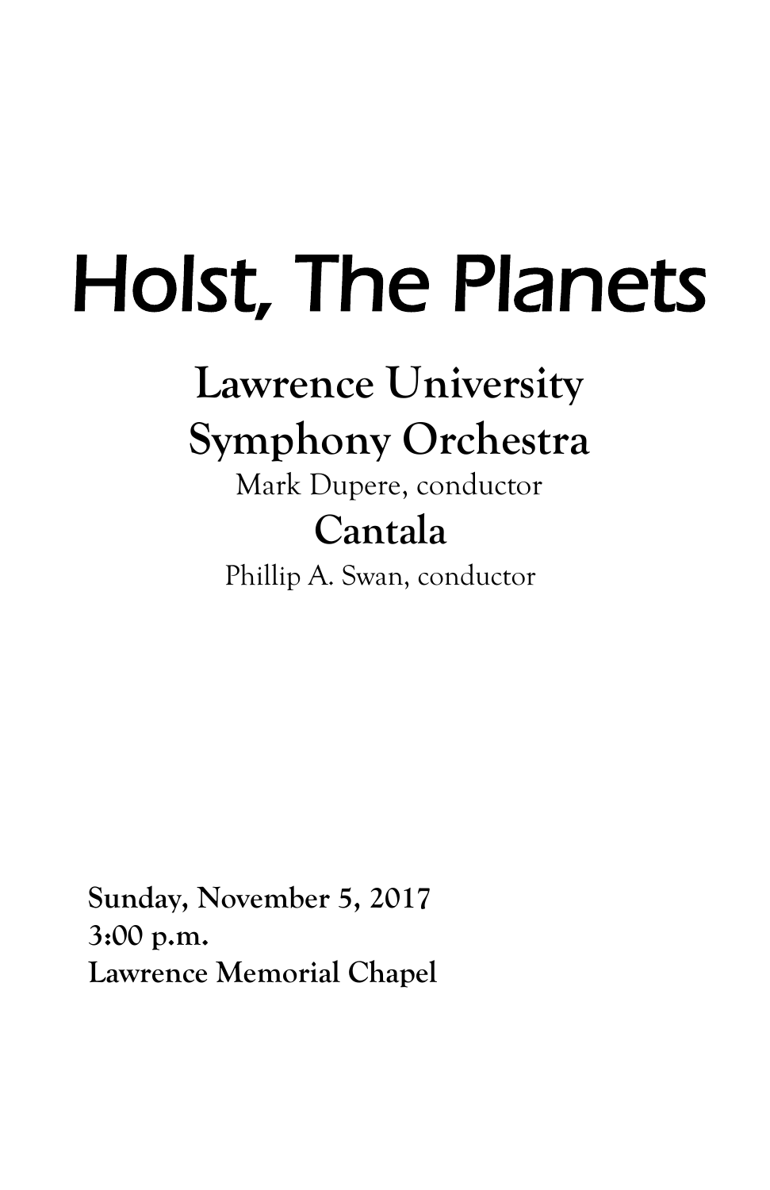# Holst, The Planets

## Lawrence University Symphony Orchestra

Mark Dupere, conductor

## Cantala

Phillip A. Swan, conductor

**Sunday, November 5, 2017**
**3:00 p.m.**
**Lawrence Memorial Chapel**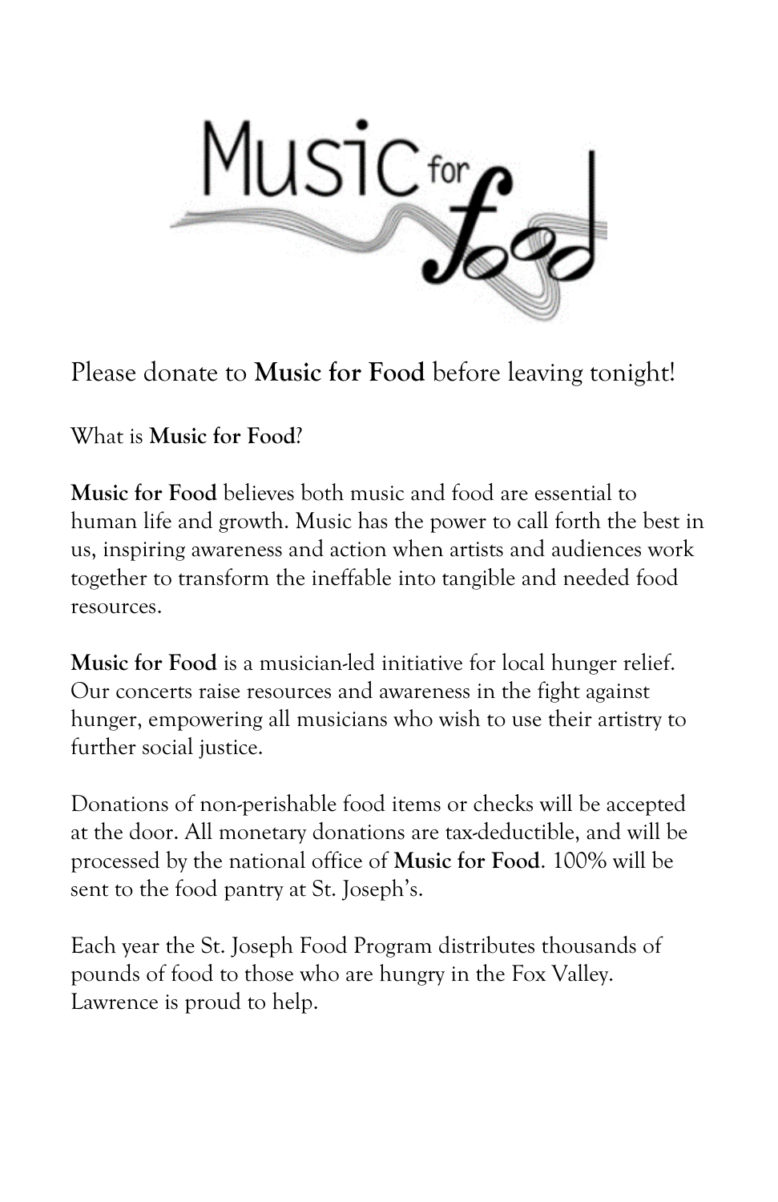Please donate to **Music for Food** before leaving tonight!

What is **Music for Food**?

**Music for Food** believes both music and food are essential to human life and growth. Music has the power to call forth the best in us, inspiring awareness and action when artists and audiences work together to transform the ineffable into tangible and needed food resources.

**Music for Food** is a musician-led initiative for local hunger relief. Our concerts raise resources and awareness in the fight against hunger, empowering all musicians who wish to use their artistry to further social justice.

Donations of non-perishable food items or checks will be accepted at the door. All monetary donations are tax-deductible, and will be processed by the national office of **Music for Food**. 100% will be sent to the food pantry at St. Joseph's.

Each year the St. Joseph Food Program distributes thousands of pounds of food to those who are hungry in the Fox Valley. Lawrence is proud to help.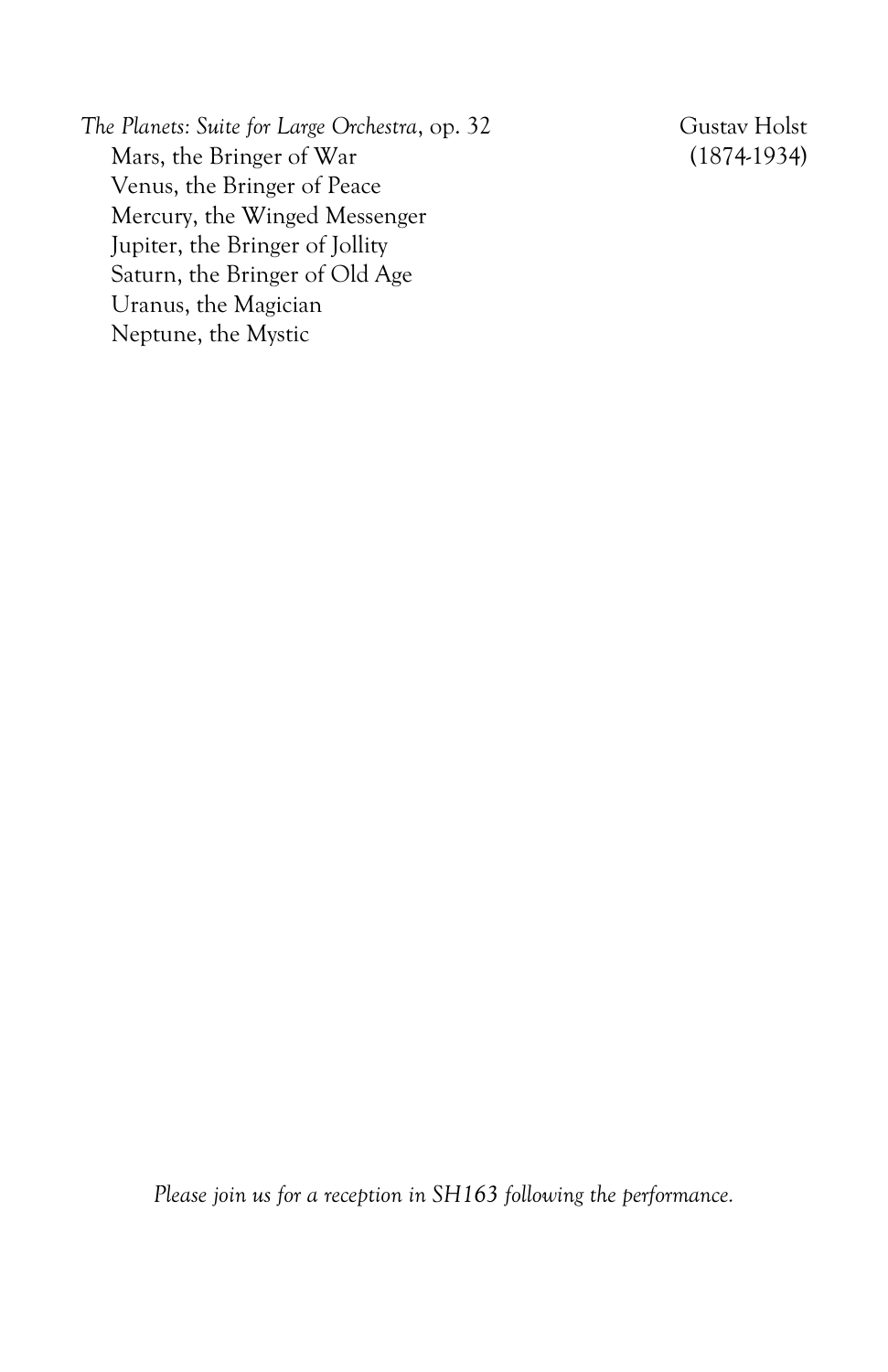*The Planets: Suite for Large Orchestra*, op. 32 — Gustav Holst (1874-1934)

- Mars, the Bringer of War
- Venus, the Bringer of Peace
- Mercury, the Winged Messenger
- Jupiter, the Bringer of Jollity
- Saturn, the Bringer of Old Age
- Uranus, the Magician
- Neptune, the Mystic

*Please join us for a reception in SH163 following the performance.*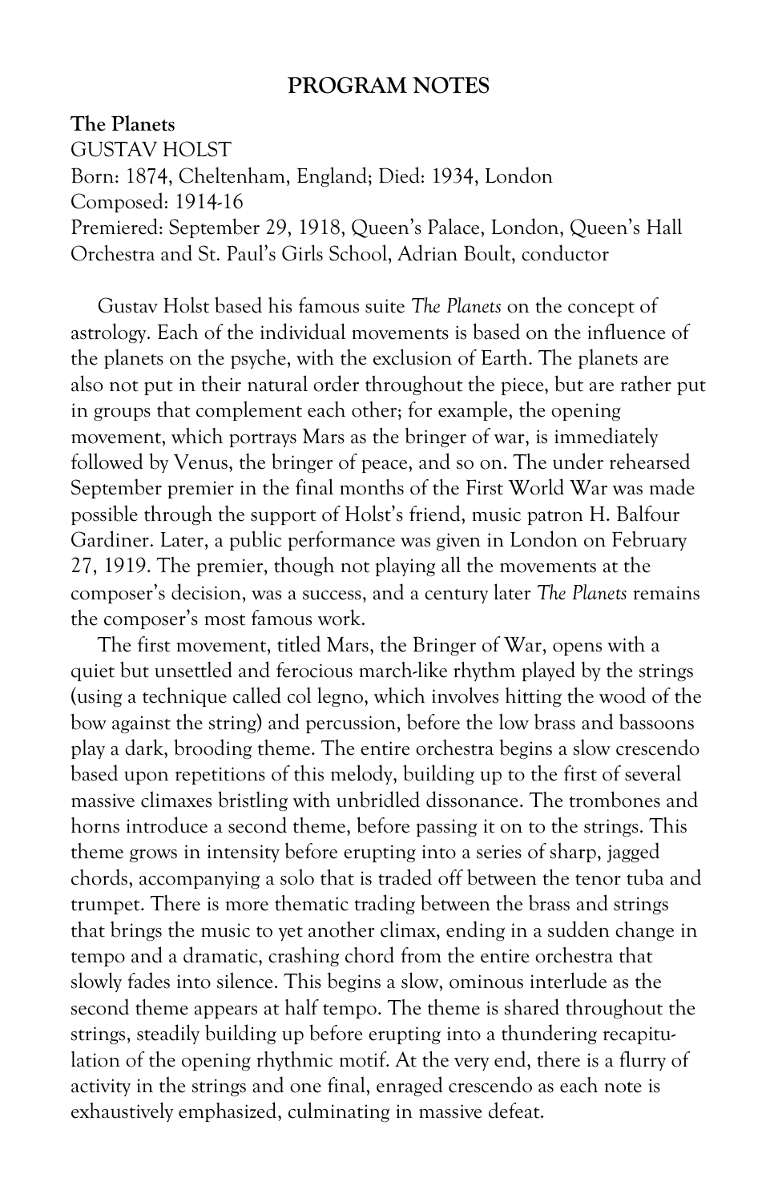## PROGRAM NOTES

**The Planets**
GUSTAV HOLST
Born: 1874, Cheltenham, England; Died: 1934, London
Composed: 1914-16
Premiered: September 29, 1918, Queen's Palace, London, Queen's Hall Orchestra and St. Paul's Girls School, Adrian Boult, conductor

Gustav Holst based his famous suite *The Planets* on the concept of astrology. Each of the individual movements is based on the influence of the planets on the psyche, with the exclusion of Earth. The planets are also not put in their natural order throughout the piece, but are rather put in groups that complement each other; for example, the opening movement, which portrays Mars as the bringer of war, is immediately followed by Venus, the bringer of peace, and so on. The under rehearsed September premier in the final months of the First World War was made possible through the support of Holst's friend, music patron H. Balfour Gardiner. Later, a public performance was given in London on February 27, 1919. The premier, though not playing all the movements at the composer's decision, was a success, and a century later *The Planets* remains the composer's most famous work.

The first movement, titled Mars, the Bringer of War, opens with a quiet but unsettled and ferocious march-like rhythm played by the strings (using a technique called col legno, which involves hitting the wood of the bow against the string) and percussion, before the low brass and bassoons play a dark, brooding theme. The entire orchestra begins a slow crescendo based upon repetitions of this melody, building up to the first of several massive climaxes bristling with unbridled dissonance. The trombones and horns introduce a second theme, before passing it on to the strings. This theme grows in intensity before erupting into a series of sharp, jagged chords, accompanying a solo that is traded off between the tenor tuba and trumpet. There is more thematic trading between the brass and strings that brings the music to yet another climax, ending in a sudden change in tempo and a dramatic, crashing chord from the entire orchestra that slowly fades into silence. This begins a slow, ominous interlude as the second theme appears at half tempo. The theme is shared throughout the strings, steadily building up before erupting into a thundering recapitulation of the opening rhythmic motif. At the very end, there is a flurry of activity in the strings and one final, enraged crescendo as each note is exhaustively emphasized, culminating in massive defeat.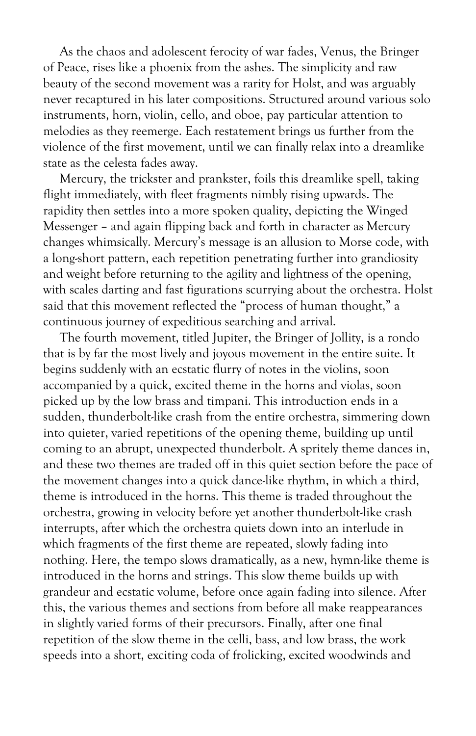As the chaos and adolescent ferocity of war fades, Venus, the Bringer of Peace, rises like a phoenix from the ashes. The simplicity and raw beauty of the second movement was a rarity for Holst, and was arguably never recaptured in his later compositions. Structured around various solo instruments, horn, violin, cello, and oboe, pay particular attention to melodies as they reemerge. Each restatement brings us further from the violence of the first movement, until we can finally relax into a dreamlike state as the celesta fades away.

Mercury, the trickster and prankster, foils this dreamlike spell, taking flight immediately, with fleet fragments nimbly rising upwards. The rapidity then settles into a more spoken quality, depicting the Winged Messenger – and again flipping back and forth in character as Mercury changes whimsically. Mercury's message is an allusion to Morse code, with a long-short pattern, each repetition penetrating further into grandiosity and weight before returning to the agility and lightness of the opening, with scales darting and fast figurations scurrying about the orchestra. Holst said that this movement reflected the "process of human thought," a continuous journey of expeditious searching and arrival.

The fourth movement, titled Jupiter, the Bringer of Jollity, is a rondo that is by far the most lively and joyous movement in the entire suite. It begins suddenly with an ecstatic flurry of notes in the violins, soon accompanied by a quick, excited theme in the horns and violas, soon picked up by the low brass and timpani. This introduction ends in a sudden, thunderbolt-like crash from the entire orchestra, simmering down into quieter, varied repetitions of the opening theme, building up until coming to an abrupt, unexpected thunderbolt. A spritely theme dances in, and these two themes are traded off in this quiet section before the pace of the movement changes into a quick dance-like rhythm, in which a third, theme is introduced in the horns. This theme is traded throughout the orchestra, growing in velocity before yet another thunderbolt-like crash interrupts, after which the orchestra quiets down into an interlude in which fragments of the first theme are repeated, slowly fading into nothing. Here, the tempo slows dramatically, as a new, hymn-like theme is introduced in the horns and strings. This slow theme builds up with grandeur and ecstatic volume, before once again fading into silence. After this, the various themes and sections from before all make reappearances in slightly varied forms of their precursors. Finally, after one final repetition of the slow theme in the celli, bass, and low brass, the work speeds into a short, exciting coda of frolicking, excited woodwinds and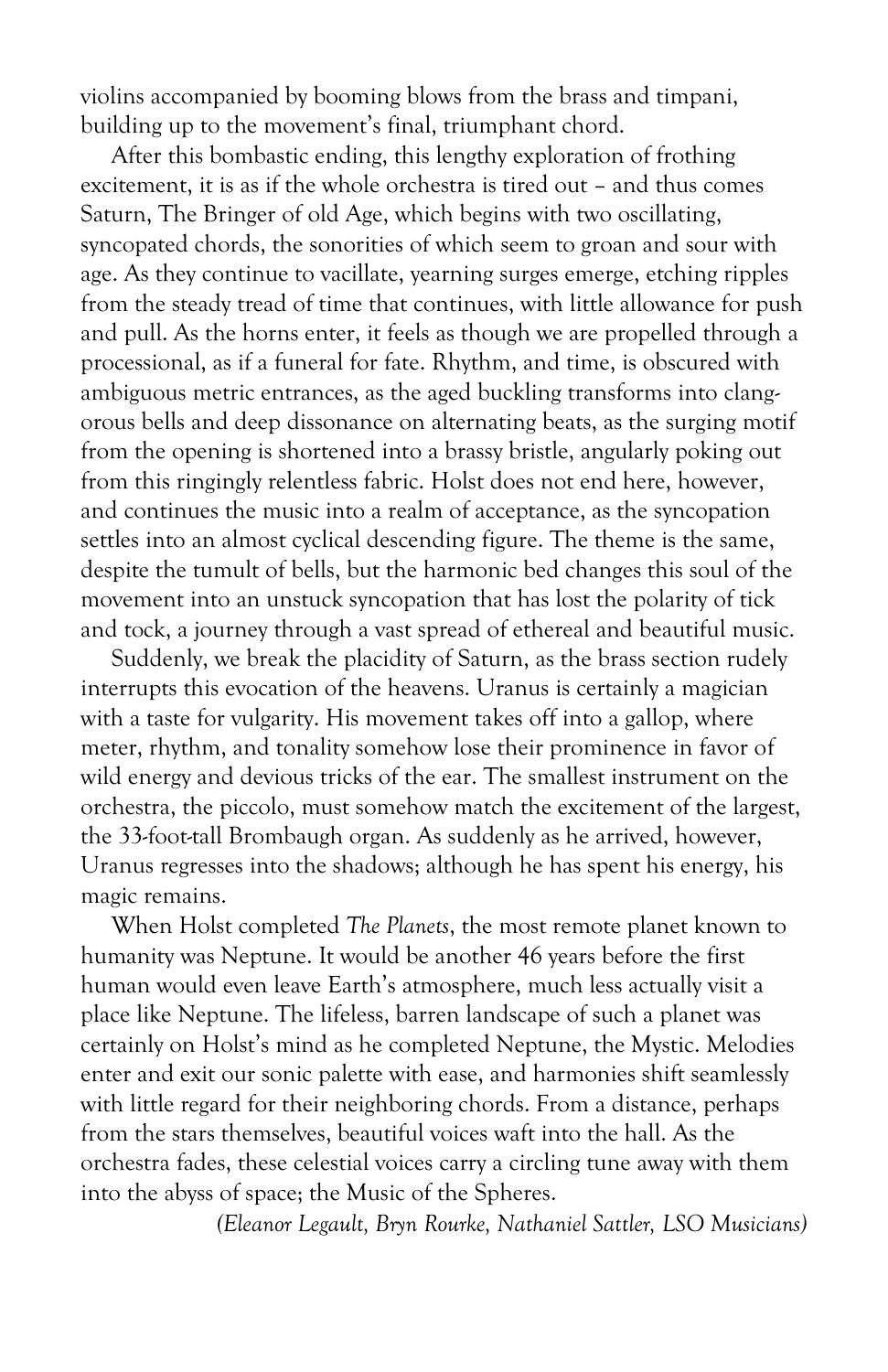violins accompanied by booming blows from the brass and timpani, building up to the movement's final, triumphant chord.

After this bombastic ending, this lengthy exploration of frothing excitement, it is as if the whole orchestra is tired out – and thus comes Saturn, The Bringer of old Age, which begins with two oscillating, syncopated chords, the sonorities of which seem to groan and sour with age. As they continue to vacillate, yearning surges emerge, etching ripples from the steady tread of time that continues, with little allowance for push and pull. As the horns enter, it feels as though we are propelled through a processional, as if a funeral for fate. Rhythm, and time, is obscured with ambiguous metric entrances, as the aged buckling transforms into clangorous bells and deep dissonance on alternating beats, as the surging motif from the opening is shortened into a brassy bristle, angularly poking out from this ringingly relentless fabric. Holst does not end here, however, and continues the music into a realm of acceptance, as the syncopation settles into an almost cyclical descending figure. The theme is the same, despite the tumult of bells, but the harmonic bed changes this soul of the movement into an unstuck syncopation that has lost the polarity of tick and tock, a journey through a vast spread of ethereal and beautiful music.

Suddenly, we break the placidity of Saturn, as the brass section rudely interrupts this evocation of the heavens. Uranus is certainly a magician with a taste for vulgarity. His movement takes off into a gallop, where meter, rhythm, and tonality somehow lose their prominence in favor of wild energy and devious tricks of the ear. The smallest instrument on the orchestra, the piccolo, must somehow match the excitement of the largest, the 33-foot-tall Brombaugh organ. As suddenly as he arrived, however, Uranus regresses into the shadows; although he has spent his energy, his magic remains.

When Holst completed *The Planets*, the most remote planet known to humanity was Neptune. It would be another 46 years before the first human would even leave Earth's atmosphere, much less actually visit a place like Neptune. The lifeless, barren landscape of such a planet was certainly on Holst's mind as he completed Neptune, the Mystic. Melodies enter and exit our sonic palette with ease, and harmonies shift seamlessly with little regard for their neighboring chords. From a distance, perhaps from the stars themselves, beautiful voices waft into the hall. As the orchestra fades, these celestial voices carry a circling tune away with them into the abyss of space; the Music of the Spheres.

*(Eleanor Legault, Bryn Rourke, Nathaniel Sattler, LSO Musicians)*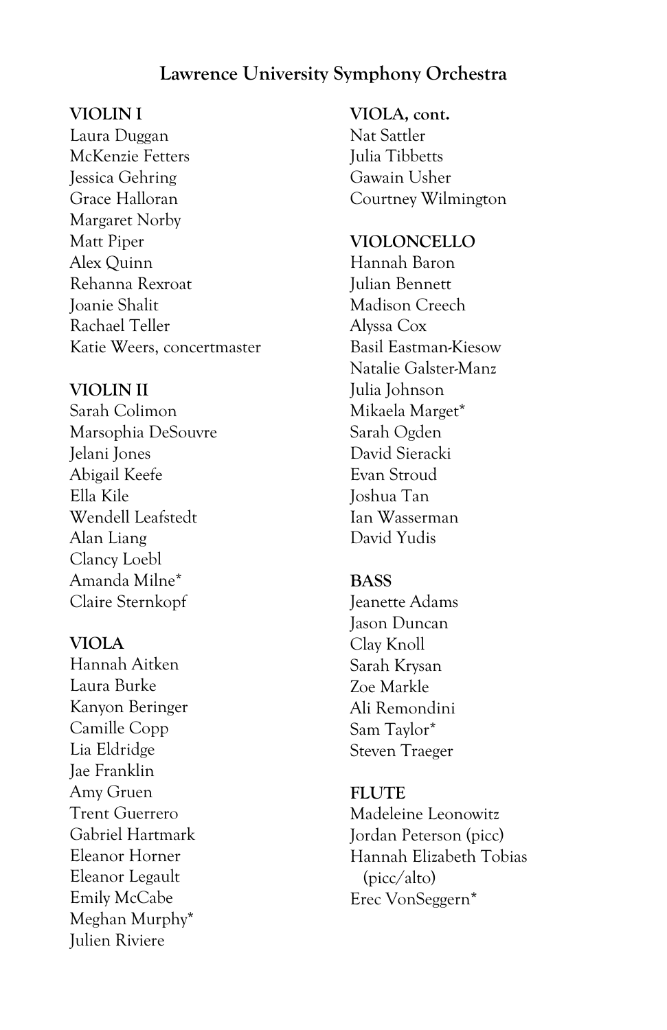## Lawrence University Symphony Orchestra

**VIOLIN I**
Laura Duggan
McKenzie Fetters
Jessica Gehring
Grace Halloran
Margaret Norby
Matt Piper
Alex Quinn
Rehanna Rexroat
Joanie Shalit
Rachael Teller
Katie Weers, concertmaster

**VIOLIN II**
Sarah Colimon
Marsophia DeSouvre
Jelani Jones
Abigail Keefe
Ella Kile
Wendell Leafstedt
Alan Liang
Clancy Loebl
Amanda Milne*
Claire Sternkopf

**VIOLA**
Hannah Aitken
Laura Burke
Kanyon Beringer
Camille Copp
Lia Eldridge
Jae Franklin
Amy Gruen
Trent Guerrero
Gabriel Hartmark
Eleanor Horner
Eleanor Legault
Emily McCabe
Meghan Murphy*
Julien Riviere

**VIOLA, cont.**
Nat Sattler
Julia Tibbetts
Gawain Usher
Courtney Wilmington

**VIOLONCELLO**
Hannah Baron
Julian Bennett
Madison Creech
Alyssa Cox
Basil Eastman-Kiesow
Natalie Galster-Manz
Julia Johnson
Mikaela Marget*
Sarah Ogden
David Sieracki
Evan Stroud
Joshua Tan
Ian Wasserman
David Yudis

**BASS**
Jeanette Adams
Jason Duncan
Clay Knoll
Sarah Krysan
Zoe Markle
Ali Remondini
Sam Taylor*
Steven Traeger

**FLUTE**
Madeleine Leonowitz
Jordan Peterson (picc)
Hannah Elizabeth Tobias (picc/alto)
Erec VonSeggern*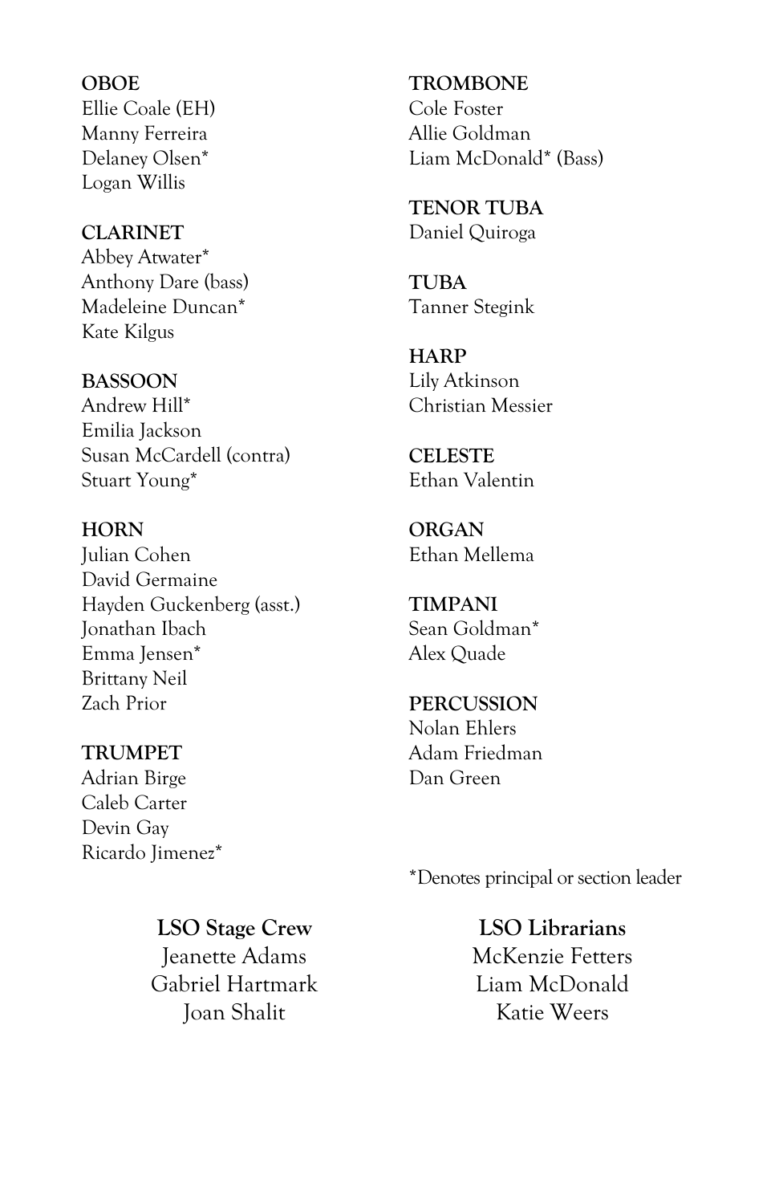**OBOE**
Ellie Coale (EH)
Manny Ferreira
Delaney Olsen*
Logan Willis

**CLARINET**
Abbey Atwater*
Anthony Dare (bass)
Madeleine Duncan*
Kate Kilgus

**BASSOON**
Andrew Hill*
Emilia Jackson
Susan McCardell (contra)
Stuart Young*

**HORN**
Julian Cohen
David Germaine
Hayden Guckenberg (asst.)
Jonathan Ibach
Emma Jensen*
Brittany Neil
Zach Prior

**TRUMPET**
Adrian Birge
Caleb Carter
Devin Gay
Ricardo Jimenez*

**TROMBONE**
Cole Foster
Allie Goldman
Liam McDonald* (Bass)

**TENOR TUBA**
Daniel Quiroga

**TUBA**
Tanner Stegink

**HARP**
Lily Atkinson
Christian Messier

**CELESTE**
Ethan Valentin

**ORGAN**
Ethan Mellema

**TIMPANI**
Sean Goldman*
Alex Quade

**PERCUSSION**
Nolan Ehlers
Adam Friedman
Dan Green

*Denotes principal or section leader

**LSO Stage Crew**
Jeanette Adams
Gabriel Hartmark
Joan Shalit

**LSO Librarians**
McKenzie Fetters
Liam McDonald
Katie Weers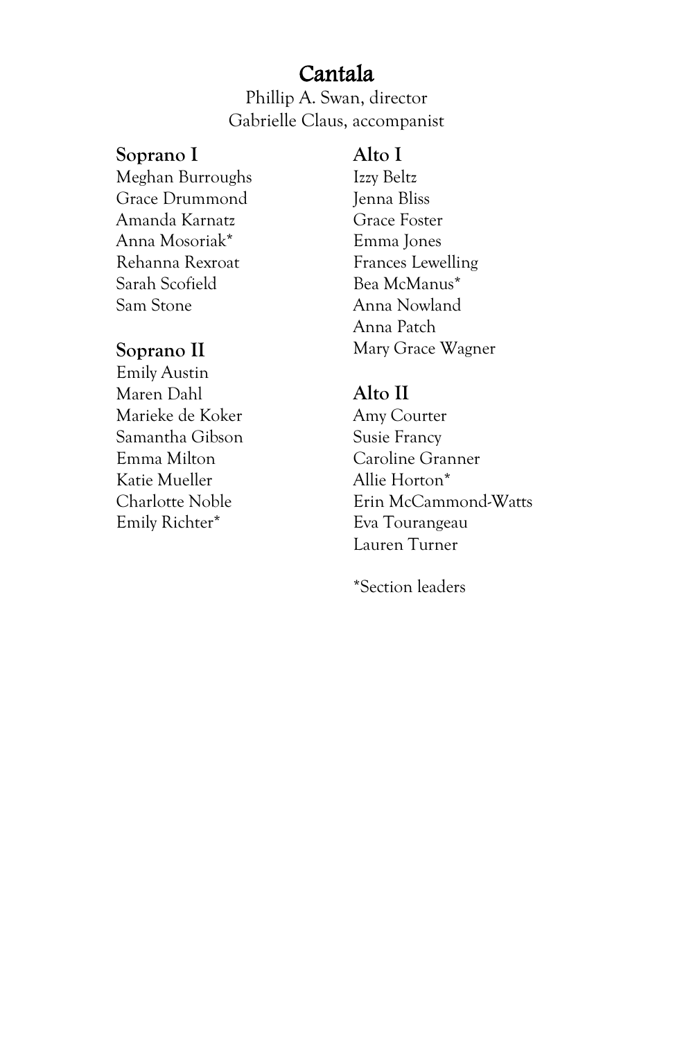# Cantala

Phillip A. Swan, director
Gabrielle Claus, accompanist

### Soprano I

Meghan Burroughs
Grace Drummond
Amanda Karnatz
Anna Mosoriak*
Rehanna Rexroat
Sarah Scofield
Sam Stone

### Soprano II

Emily Austin
Maren Dahl
Marieke de Koker
Samantha Gibson
Emma Milton
Katie Mueller
Charlotte Noble
Emily Richter*

### Alto I

Izzy Beltz
Jenna Bliss
Grace Foster
Emma Jones
Frances Lewelling
Bea McManus*
Anna Nowland
Anna Patch
Mary Grace Wagner

### Alto II

Amy Courter
Susie Francy
Caroline Granner
Allie Horton*
Erin McCammond-Watts
Eva Tourangeau
Lauren Turner

*Section leaders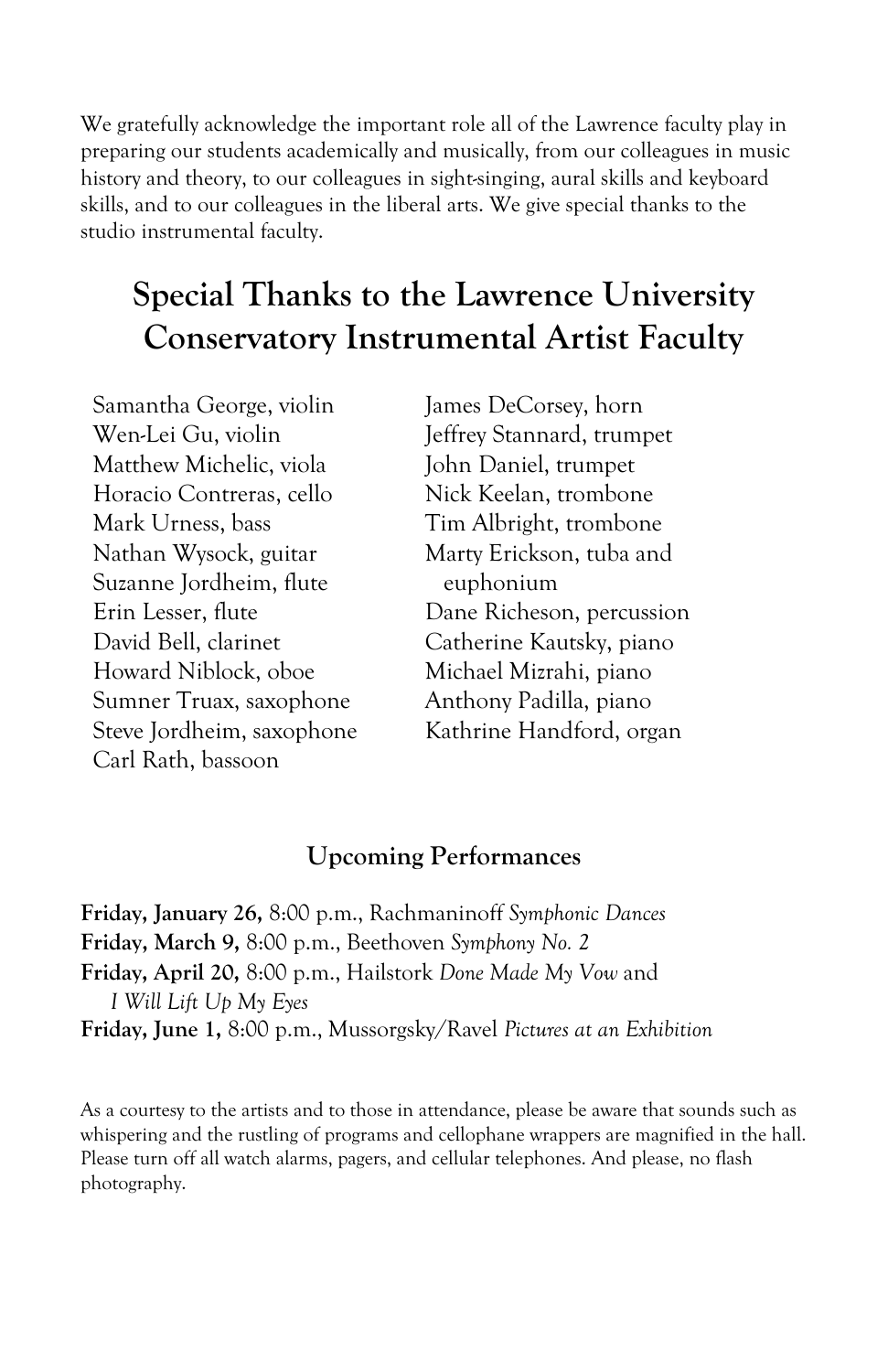We gratefully acknowledge the important role all of the Lawrence faculty play in preparing our students academically and musically, from our colleagues in music history and theory, to our colleagues in sight-singing, aural skills and keyboard skills, and to our colleagues in the liberal arts. We give special thanks to the studio instrumental faculty.

## Special Thanks to the Lawrence University Conservatory Instrumental Artist Faculty

Samantha George, violin
Wen-Lei Gu, violin
Matthew Michelic, viola
Horacio Contreras, cello
Mark Urness, bass
Nathan Wysock, guitar
Suzanne Jordheim, flute
Erin Lesser, flute
David Bell, clarinet
Howard Niblock, oboe
Sumner Truax, saxophone
Steve Jordheim, saxophone
Carl Rath, bassoon
James DeCorsey, horn
Jeffrey Stannard, trumpet
John Daniel, trumpet
Nick Keelan, trombone
Tim Albright, trombone
Marty Erickson, tuba and euphonium
Dane Richeson, percussion
Catherine Kautsky, piano
Michael Mizrahi, piano
Anthony Padilla, piano
Kathrine Handford, organ

### Upcoming Performances

**Friday, January 26,** 8:00 p.m., Rachmaninoff *Symphonic Dances*
**Friday, March 9,** 8:00 p.m., Beethoven *Symphony No. 2*
**Friday, April 20,** 8:00 p.m., Hailstork *Done Made My Vow* and *I Will Lift Up My Eyes*
**Friday, June 1,** 8:00 p.m., Mussorgsky/Ravel *Pictures at an Exhibition*

As a courtesy to the artists and to those in attendance, please be aware that sounds such as whispering and the rustling of programs and cellophane wrappers are magnified in the hall. Please turn off all watch alarms, pagers, and cellular telephones. And please, no flash photography.